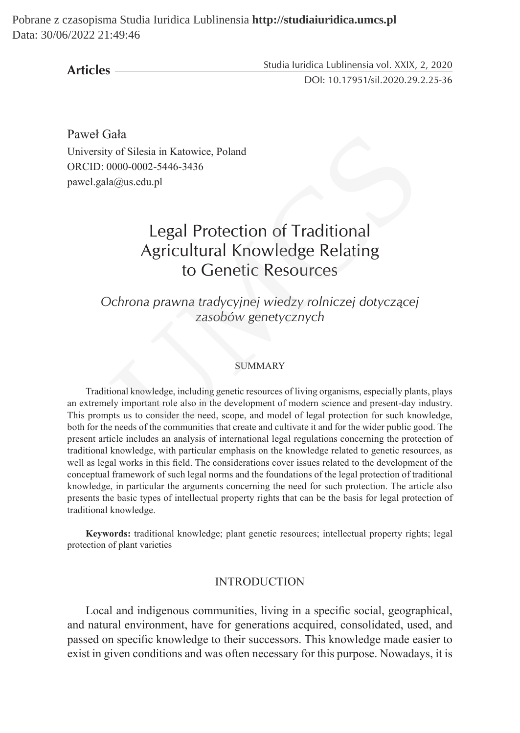**Articles**

Paweł Gała
University of Silesia in Katowice, Poland
ORCID: 0000-0002-5446-3436
pawel.gala@us.edu.pl

# Legal Protection of Traditional Agricultural Knowledge Relating to Genetic Resources

*Ochrona prawna tradycyjnej wiedzy rolniczej dotyczącej zasobów genetycznych*

## SUMMARY

Traditional knowledge, including genetic resources of living organisms, especially plants, plays an extremely important role also in the development of modern science and present-day industry. This prompts us to consider the need, scope, and model of legal protection for such knowledge, both for the needs of the communities that create and cultivate it and for the wider public good. The present article includes an analysis of international legal regulations concerning the protection of traditional knowledge, with particular emphasis on the knowledge related to genetic resources, as well as legal works in this field. The considerations cover issues related to the development of the conceptual framework of such legal norms and the foundations of the legal protection of traditional knowledge, in particular the arguments concerning the need for such protection. The article also presents the basic types of intellectual property rights that can be the basis for legal protection of traditional knowledge.

**Keywords:** traditional knowledge; plant genetic resources; intellectual property rights; legal protection of plant varieties

## INTRODUCTION

Local and indigenous communities, living in a specific social, geographical, and natural environment, have for generations acquired, consolidated, used, and passed on specific knowledge to their successors. This knowledge made easier to exist in given conditions and was often necessary for this purpose. Nowadays, it is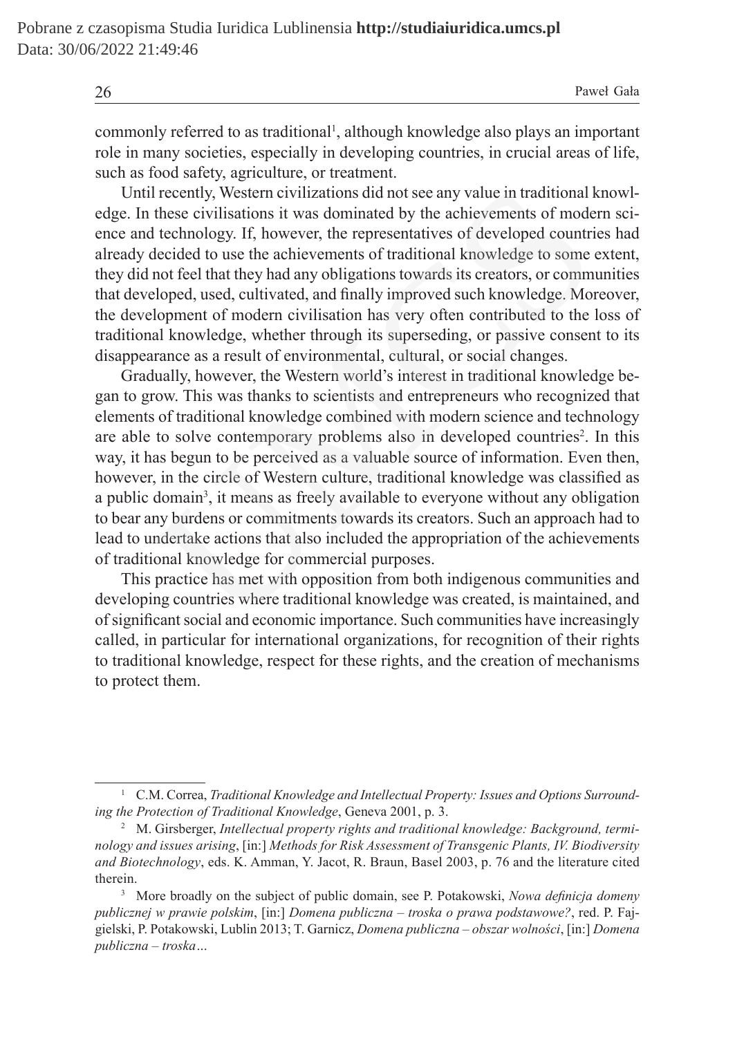commonly referred to as traditional[1], although knowledge also plays an important role in many societies, especially in developing countries, in crucial areas of life, such as food safety, agriculture, or treatment.

Until recently, Western civilizations did not see any value in traditional knowledge. In these civilisations it was dominated by the achievements of modern science and technology. If, however, the representatives of developed countries had already decided to use the achievements of traditional knowledge to some extent, they did not feel that they had any obligations towards its creators, or communities that developed, used, cultivated, and finally improved such knowledge. Moreover, the development of modern civilisation has very often contributed to the loss of traditional knowledge, whether through its superseding, or passive consent to its disappearance as a result of environmental, cultural, or social changes.

Gradually, however, the Western world's interest in traditional knowledge began to grow. This was thanks to scientists and entrepreneurs who recognized that elements of traditional knowledge combined with modern science and technology are able to solve contemporary problems also in developed countries[2]. In this way, it has begun to be perceived as a valuable source of information. Even then, however, in the circle of Western culture, traditional knowledge was classified as a public domain[3], it means as freely available to everyone without any obligation to bear any burdens or commitments towards its creators. Such an approach had to lead to undertake actions that also included the appropriation of the achievements of traditional knowledge for commercial purposes.

This practice has met with opposition from both indigenous communities and developing countries where traditional knowledge was created, is maintained, and of significant social and economic importance. Such communities have increasingly called, in particular for international organizations, for recognition of their rights to traditional knowledge, respect for these rights, and the creation of mechanisms to protect them.

---

[1] C.M. Correa, *Traditional Knowledge and Intellectual Property: Issues and Options Surrounding the Protection of Traditional Knowledge*, Geneva 2001, p. 3.

[2] M. Girsberger, *Intellectual property rights and traditional knowledge: Background, terminology and issues arising*, [in:] *Methods for Risk Assessment of Transgenic Plants, IV. Biodiversity and Biotechnology*, eds. K. Amman, Y. Jacot, R. Braun, Basel 2003, p. 76 and the literature cited therein.

[3] More broadly on the subject of public domain, see P. Potakowski, *Nowa definicja domeny publicznej w prawie polskim*, [in:] *Domena publiczna – troska o prawa podstawowe?*, red. P. Fajgielski, P. Potakowski, Lublin 2013; T. Garnicz, *Domena publiczna – obszar wolności*, [in:] *Domena publiczna – troska…*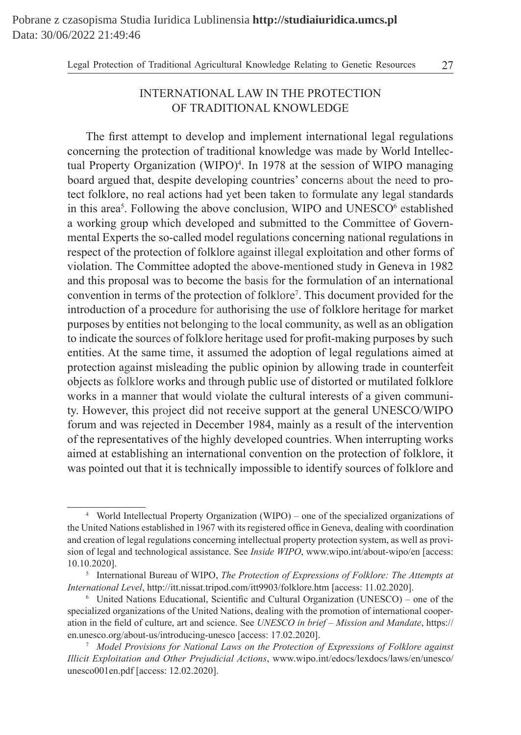## INTERNATIONAL LAW IN THE PROTECTION OF TRADITIONAL KNOWLEDGE

The first attempt to develop and implement international legal regulations concerning the protection of traditional knowledge was made by World Intellectual Property Organization (WIPO)[4]. In 1978 at the session of WIPO managing board argued that, despite developing countries' concerns about the need to protect folklore, no real actions had yet been taken to formulate any legal standards in this area[5]. Following the above conclusion, WIPO and UNESCO[6] established a working group which developed and submitted to the Committee of Governmental Experts the so-called model regulations concerning national regulations in respect of the protection of folklore against illegal exploitation and other forms of violation. The Committee adopted the above-mentioned study in Geneva in 1982 and this proposal was to become the basis for the formulation of an international convention in terms of the protection of folklore[7]. This document provided for the introduction of a procedure for authorising the use of folklore heritage for market purposes by entities not belonging to the local community, as well as an obligation to indicate the sources of folklore heritage used for profit-making purposes by such entities. At the same time, it assumed the adoption of legal regulations aimed at protection against misleading the public opinion by allowing trade in counterfeit objects as folklore works and through public use of distorted or mutilated folklore works in a manner that would violate the cultural interests of a given community. However, this project did not receive support at the general UNESCO/WIPO forum and was rejected in December 1984, mainly as a result of the intervention of the representatives of the highly developed countries. When interrupting works aimed at establishing an international convention on the protection of folklore, it was pointed out that it is technically impossible to identify sources of folklore and

---

[4] World Intellectual Property Organization (WIPO) – one of the specialized organizations of the United Nations established in 1967 with its registered office in Geneva, dealing with coordination and creation of legal regulations concerning intellectual property protection system, as well as provision of legal and technological assistance. See *Inside WIPO*, www.wipo.int/about-wipo/en [access: 10.10.2020].

[5] International Bureau of WIPO, *The Protection of Expressions of Folklore: The Attempts at International Level*, http://itt.nissat.tripod.com/itt9903/folklore.htm [access: 11.02.2020].

[6] United Nations Educational, Scientific and Cultural Organization (UNESCO) – one of the specialized organizations of the United Nations, dealing with the promotion of international cooperation in the field of culture, art and science. See *UNESCO in brief – Mission and Mandate*, https://en.unesco.org/about-us/introducing-unesco [access: 17.02.2020].

[7] *Model Provisions for National Laws on the Protection of Expressions of Folklore against Illicit Exploitation and Other Prejudicial Actions*, www.wipo.int/edocs/lexdocs/laws/en/unesco/unesco001en.pdf [access: 12.02.2020].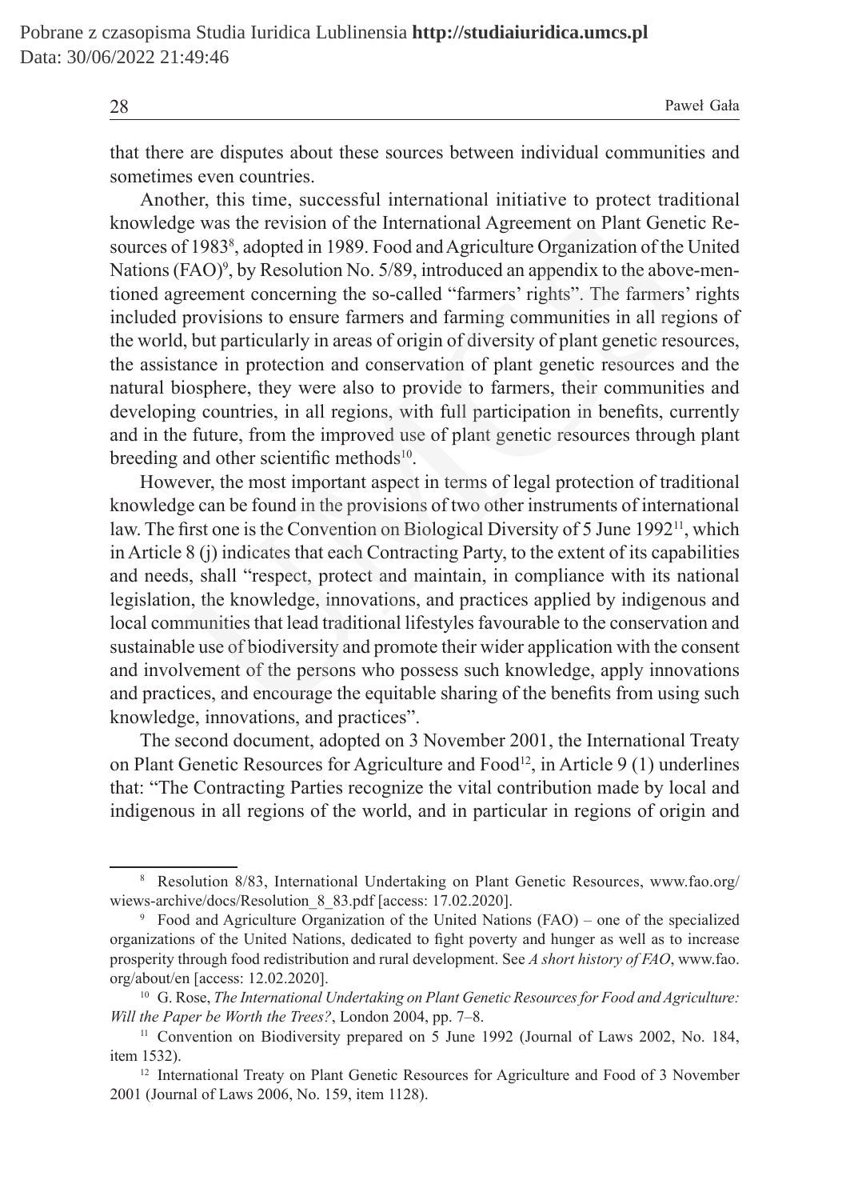that there are disputes about these sources between individual communities and sometimes even countries.

Another, this time, successful international initiative to protect traditional knowledge was the revision of the International Agreement on Plant Genetic Resources of 1983[8], adopted in 1989. Food and Agriculture Organization of the United Nations (FAO)[9], by Resolution No. 5/89, introduced an appendix to the above-mentioned agreement concerning the so-called "farmers' rights". The farmers' rights included provisions to ensure farmers and farming communities in all regions of the world, but particularly in areas of origin of diversity of plant genetic resources, the assistance in protection and conservation of plant genetic resources and the natural biosphere, they were also to provide to farmers, their communities and developing countries, in all regions, with full participation in benefits, currently and in the future, from the improved use of plant genetic resources through plant breeding and other scientific methods[10].

However, the most important aspect in terms of legal protection of traditional knowledge can be found in the provisions of two other instruments of international law. The first one is the Convention on Biological Diversity of 5 June 1992[11], which in Article 8 (j) indicates that each Contracting Party, to the extent of its capabilities and needs, shall "respect, protect and maintain, in compliance with its national legislation, the knowledge, innovations, and practices applied by indigenous and local communities that lead traditional lifestyles favourable to the conservation and sustainable use of biodiversity and promote their wider application with the consent and involvement of the persons who possess such knowledge, apply innovations and practices, and encourage the equitable sharing of the benefits from using such knowledge, innovations, and practices".

The second document, adopted on 3 November 2001, the International Treaty on Plant Genetic Resources for Agriculture and Food[12], in Article 9 (1) underlines that: "The Contracting Parties recognize the vital contribution made by local and indigenous in all regions of the world, and in particular in regions of origin and

---

[8] Resolution 8/83, International Undertaking on Plant Genetic Resources, www.fao.org/wiews-archive/docs/Resolution_8_83.pdf [access: 17.02.2020].

[9] Food and Agriculture Organization of the United Nations (FAO) – one of the specialized organizations of the United Nations, dedicated to fight poverty and hunger as well as to increase prosperity through food redistribution and rural development. See *A short history of FAO*, www.fao.org/about/en [access: 12.02.2020].

[10] G. Rose, *The International Undertaking on Plant Genetic Resources for Food and Agriculture: Will the Paper be Worth the Trees?*, London 2004, pp. 7–8.

[11] Convention on Biodiversity prepared on 5 June 1992 (Journal of Laws 2002, No. 184, item 1532).

[12] International Treaty on Plant Genetic Resources for Agriculture and Food of 3 November 2001 (Journal of Laws 2006, No. 159, item 1128).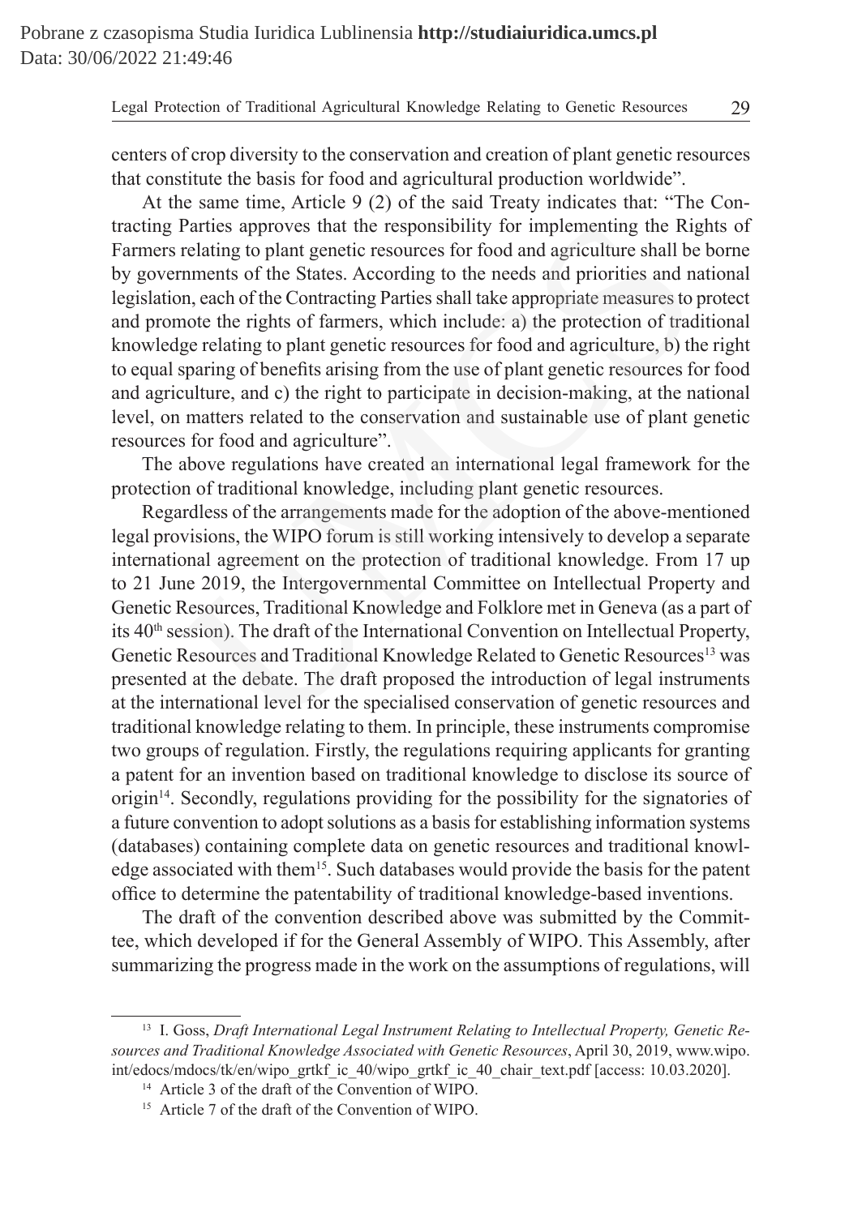centers of crop diversity to the conservation and creation of plant genetic resources that constitute the basis for food and agricultural production worldwide".

At the same time, Article 9 (2) of the said Treaty indicates that: "The Contracting Parties approves that the responsibility for implementing the Rights of Farmers relating to plant genetic resources for food and agriculture shall be borne by governments of the States. According to the needs and priorities and national legislation, each of the Contracting Parties shall take appropriate measures to protect and promote the rights of farmers, which include: a) the protection of traditional knowledge relating to plant genetic resources for food and agriculture, b) the right to equal sparing of benefits arising from the use of plant genetic resources for food and agriculture, and c) the right to participate in decision-making, at the national level, on matters related to the conservation and sustainable use of plant genetic resources for food and agriculture".

The above regulations have created an international legal framework for the protection of traditional knowledge, including plant genetic resources.

Regardless of the arrangements made for the adoption of the above-mentioned legal provisions, the WIPO forum is still working intensively to develop a separate international agreement on the protection of traditional knowledge. From 17 up to 21 June 2019, the Intergovernmental Committee on Intellectual Property and Genetic Resources, Traditional Knowledge and Folklore met in Geneva (as a part of its 40th session). The draft of the International Convention on Intellectual Property, Genetic Resources and Traditional Knowledge Related to Genetic Resources[13] was presented at the debate. The draft proposed the introduction of legal instruments at the international level for the specialised conservation of genetic resources and traditional knowledge relating to them. In principle, these instruments compromise two groups of regulation. Firstly, the regulations requiring applicants for granting a patent for an invention based on traditional knowledge to disclose its source of origin[14]. Secondly, regulations providing for the possibility for the signatories of a future convention to adopt solutions as a basis for establishing information systems (databases) containing complete data on genetic resources and traditional knowledge associated with them[15]. Such databases would provide the basis for the patent office to determine the patentability of traditional knowledge-based inventions.

The draft of the convention described above was submitted by the Committee, which developed if for the General Assembly of WIPO. This Assembly, after summarizing the progress made in the work on the assumptions of regulations, will

---

[13] I. Goss, *Draft International Legal Instrument Relating to Intellectual Property, Genetic Resources and Traditional Knowledge Associated with Genetic Resources*, April 30, 2019, www.wipo.int/edocs/mdocs/tk/en/wipo_grtkf_ic_40/wipo_grtkf_ic_40_chair_text.pdf [access: 10.03.2020].

[14] Article 3 of the draft of the Convention of WIPO.

[15] Article 7 of the draft of the Convention of WIPO.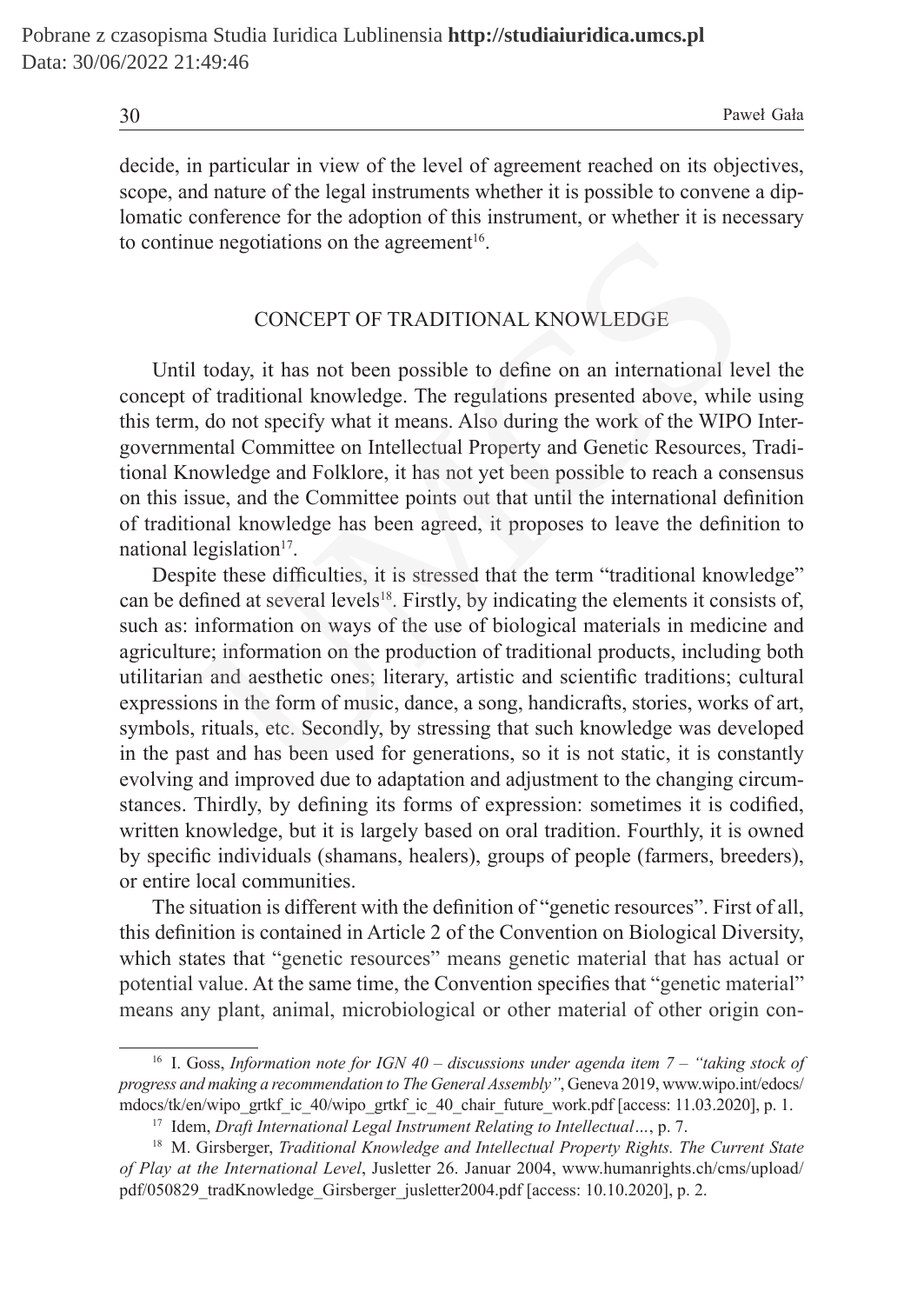decide, in particular in view of the level of agreement reached on its objectives, scope, and nature of the legal instruments whether it is possible to convene a diplomatic conference for the adoption of this instrument, or whether it is necessary to continue negotiations on the agreement[16].

## CONCEPT OF TRADITIONAL KNOWLEDGE

Until today, it has not been possible to define on an international level the concept of traditional knowledge. The regulations presented above, while using this term, do not specify what it means. Also during the work of the WIPO Intergovernmental Committee on Intellectual Property and Genetic Resources, Traditional Knowledge and Folklore, it has not yet been possible to reach a consensus on this issue, and the Committee points out that until the international definition of traditional knowledge has been agreed, it proposes to leave the definition to national legislation[17].

Despite these difficulties, it is stressed that the term "traditional knowledge" can be defined at several levels[18]. Firstly, by indicating the elements it consists of, such as: information on ways of the use of biological materials in medicine and agriculture; information on the production of traditional products, including both utilitarian and aesthetic ones; literary, artistic and scientific traditions; cultural expressions in the form of music, dance, a song, handicrafts, stories, works of art, symbols, rituals, etc. Secondly, by stressing that such knowledge was developed in the past and has been used for generations, so it is not static, it is constantly evolving and improved due to adaptation and adjustment to the changing circumstances. Thirdly, by defining its forms of expression: sometimes it is codified, written knowledge, but it is largely based on oral tradition. Fourthly, it is owned by specific individuals (shamans, healers), groups of people (farmers, breeders), or entire local communities.

The situation is different with the definition of "genetic resources". First of all, this definition is contained in Article 2 of the Convention on Biological Diversity, which states that "genetic resources" means genetic material that has actual or potential value. At the same time, the Convention specifies that "genetic material" means any plant, animal, microbiological or other material of other origin con-

---

[16] I. Goss, *Information note for IGN 40 – discussions under agenda item 7 – "taking stock of progress and making a recommendation to The General Assembly"*, Geneva 2019, www.wipo.int/edocs/mdocs/tk/en/wipo_grtkf_ic_40/wipo_grtkf_ic_40_chair_future_work.pdf [access: 11.03.2020], p. 1.

[17] Idem, *Draft International Legal Instrument Relating to Intellectual…*, p. 7.

[18] M. Girsberger, *Traditional Knowledge and Intellectual Property Rights. The Current State of Play at the International Level*, Jusletter 26. Januar 2004, www.humanrights.ch/cms/upload/pdf/050829_tradKnowledge_Girsberger_jusletter2004.pdf [access: 10.10.2020], p. 2.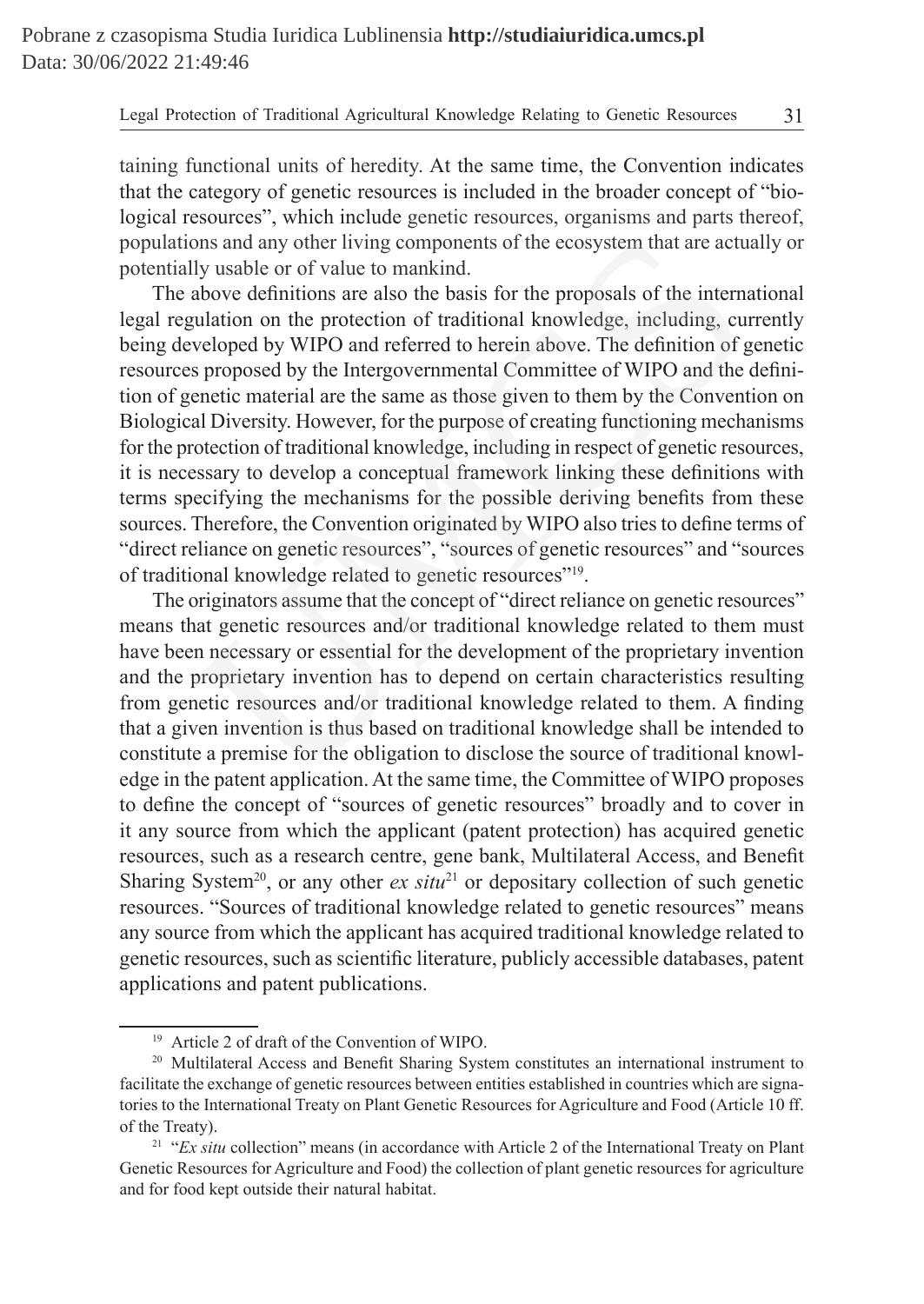taining functional units of heredity. At the same time, the Convention indicates that the category of genetic resources is included in the broader concept of "biological resources", which include genetic resources, organisms and parts thereof, populations and any other living components of the ecosystem that are actually or potentially usable or of value to mankind.

The above definitions are also the basis for the proposals of the international legal regulation on the protection of traditional knowledge, including, currently being developed by WIPO and referred to herein above. The definition of genetic resources proposed by the Intergovernmental Committee of WIPO and the definition of genetic material are the same as those given to them by the Convention on Biological Diversity. However, for the purpose of creating functioning mechanisms for the protection of traditional knowledge, including in respect of genetic resources, it is necessary to develop a conceptual framework linking these definitions with terms specifying the mechanisms for the possible deriving benefits from these sources. Therefore, the Convention originated by WIPO also tries to define terms of "direct reliance on genetic resources", "sources of genetic resources" and "sources of traditional knowledge related to genetic resources"[19].

The originators assume that the concept of "direct reliance on genetic resources" means that genetic resources and/or traditional knowledge related to them must have been necessary or essential for the development of the proprietary invention and the proprietary invention has to depend on certain characteristics resulting from genetic resources and/or traditional knowledge related to them. A finding that a given invention is thus based on traditional knowledge shall be intended to constitute a premise for the obligation to disclose the source of traditional knowledge in the patent application. At the same time, the Committee of WIPO proposes to define the concept of "sources of genetic resources" broadly and to cover in it any source from which the applicant (patent protection) has acquired genetic resources, such as a research centre, gene bank, Multilateral Access, and Benefit Sharing System[20], or any other *ex situ*[21] or depositary collection of such genetic resources. "Sources of traditional knowledge related to genetic resources" means any source from which the applicant has acquired traditional knowledge related to genetic resources, such as scientific literature, publicly accessible databases, patent applications and patent publications.

---

[19] Article 2 of draft of the Convention of WIPO.

[20] Multilateral Access and Benefit Sharing System constitutes an international instrument to facilitate the exchange of genetic resources between entities established in countries which are signatories to the International Treaty on Plant Genetic Resources for Agriculture and Food (Article 10 ff. of the Treaty).

[21] "*Ex situ* collection" means (in accordance with Article 2 of the International Treaty on Plant Genetic Resources for Agriculture and Food) the collection of plant genetic resources for agriculture and for food kept outside their natural habitat.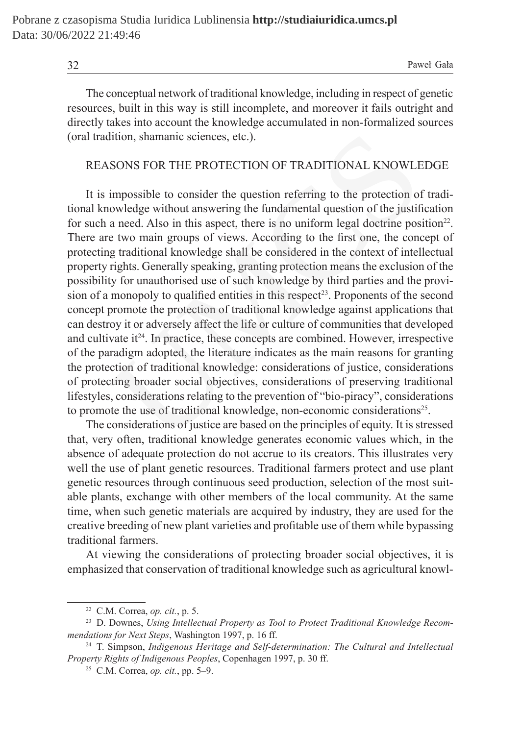The conceptual network of traditional knowledge, including in respect of genetic resources, built in this way is still incomplete, and moreover it fails outright and directly takes into account the knowledge accumulated in non-formalized sources (oral tradition, shamanic sciences, etc.).

## REASONS FOR THE PROTECTION OF TRADITIONAL KNOWLEDGE

It is impossible to consider the question referring to the protection of traditional knowledge without answering the fundamental question of the justification for such a need. Also in this aspect, there is no uniform legal doctrine position[22]. There are two main groups of views. According to the first one, the concept of protecting traditional knowledge shall be considered in the context of intellectual property rights. Generally speaking, granting protection means the exclusion of the possibility for unauthorised use of such knowledge by third parties and the provision of a monopoly to qualified entities in this respect[23]. Proponents of the second concept promote the protection of traditional knowledge against applications that can destroy it or adversely affect the life or culture of communities that developed and cultivate it[24]. In practice, these concepts are combined. However, irrespective of the paradigm adopted, the literature indicates as the main reasons for granting the protection of traditional knowledge: considerations of justice, considerations of protecting broader social objectives, considerations of preserving traditional lifestyles, considerations relating to the prevention of "bio-piracy", considerations to promote the use of traditional knowledge, non-economic considerations[25].

The considerations of justice are based on the principles of equity. It is stressed that, very often, traditional knowledge generates economic values which, in the absence of adequate protection do not accrue to its creators. This illustrates very well the use of plant genetic resources. Traditional farmers protect and use plant genetic resources through continuous seed production, selection of the most suitable plants, exchange with other members of the local community. At the same time, when such genetic materials are acquired by industry, they are used for the creative breeding of new plant varieties and profitable use of them while bypassing traditional farmers.

At viewing the considerations of protecting broader social objectives, it is emphasized that conservation of traditional knowledge such as agricultural knowl-

---

[22] C.M. Correa, *op. cit.*, p. 5.

[23] D. Downes, *Using Intellectual Property as Tool to Protect Traditional Knowledge Recommendations for Next Steps*, Washington 1997, p. 16 ff.

[24] T. Simpson, *Indigenous Heritage and Self-determination: The Cultural and Intellectual Property Rights of Indigenous Peoples*, Copenhagen 1997, p. 30 ff.

[25] C.M. Correa, *op. cit.*, pp. 5–9.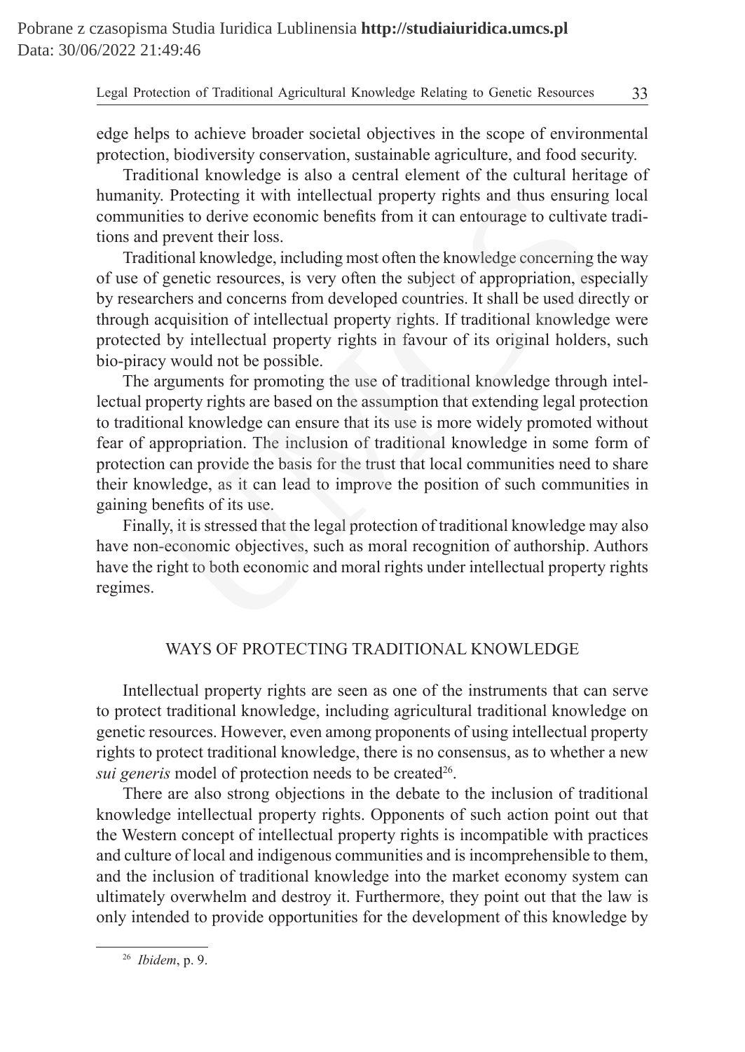edge helps to achieve broader societal objectives in the scope of environmental protection, biodiversity conservation, sustainable agriculture, and food security.

Traditional knowledge is also a central element of the cultural heritage of humanity. Protecting it with intellectual property rights and thus ensuring local communities to derive economic benefits from it can entourage to cultivate traditions and prevent their loss.

Traditional knowledge, including most often the knowledge concerning the way of use of genetic resources, is very often the subject of appropriation, especially by researchers and concerns from developed countries. It shall be used directly or through acquisition of intellectual property rights. If traditional knowledge were protected by intellectual property rights in favour of its original holders, such bio-piracy would not be possible.

The arguments for promoting the use of traditional knowledge through intellectual property rights are based on the assumption that extending legal protection to traditional knowledge can ensure that its use is more widely promoted without fear of appropriation. The inclusion of traditional knowledge in some form of protection can provide the basis for the trust that local communities need to share their knowledge, as it can lead to improve the position of such communities in gaining benefits of its use.

Finally, it is stressed that the legal protection of traditional knowledge may also have non-economic objectives, such as moral recognition of authorship. Authors have the right to both economic and moral rights under intellectual property rights regimes.

## WAYS OF PROTECTING TRADITIONAL KNOWLEDGE

Intellectual property rights are seen as one of the instruments that can serve to protect traditional knowledge, including agricultural traditional knowledge on genetic resources. However, even among proponents of using intellectual property rights to protect traditional knowledge, there is no consensus, as to whether a new *sui generis* model of protection needs to be created[26].

There are also strong objections in the debate to the inclusion of traditional knowledge intellectual property rights. Opponents of such action point out that the Western concept of intellectual property rights is incompatible with practices and culture of local and indigenous communities and is incomprehensible to them, and the inclusion of traditional knowledge into the market economy system can ultimately overwhelm and destroy it. Furthermore, they point out that the law is only intended to provide opportunities for the development of this knowledge by

---

[26] *Ibidem*, p. 9.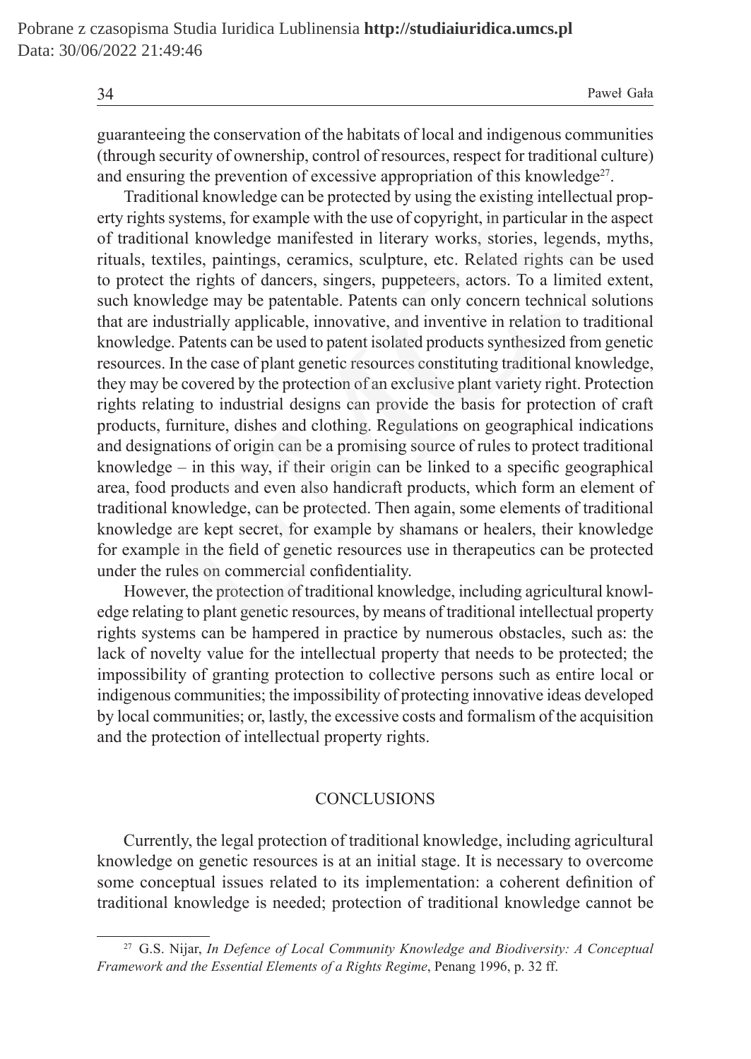guaranteeing the conservation of the habitats of local and indigenous communities (through security of ownership, control of resources, respect for traditional culture) and ensuring the prevention of excessive appropriation of this knowledge[27].

Traditional knowledge can be protected by using the existing intellectual property rights systems, for example with the use of copyright, in particular in the aspect of traditional knowledge manifested in literary works, stories, legends, myths, rituals, textiles, paintings, ceramics, sculpture, etc. Related rights can be used to protect the rights of dancers, singers, puppeteers, actors. To a limited extent, such knowledge may be patentable. Patents can only concern technical solutions that are industrially applicable, innovative, and inventive in relation to traditional knowledge. Patents can be used to patent isolated products synthesized from genetic resources. In the case of plant genetic resources constituting traditional knowledge, they may be covered by the protection of an exclusive plant variety right. Protection rights relating to industrial designs can provide the basis for protection of craft products, furniture, dishes and clothing. Regulations on geographical indications and designations of origin can be a promising source of rules to protect traditional knowledge – in this way, if their origin can be linked to a specific geographical area, food products and even also handicraft products, which form an element of traditional knowledge, can be protected. Then again, some elements of traditional knowledge are kept secret, for example by shamans or healers, their knowledge for example in the field of genetic resources use in therapeutics can be protected under the rules on commercial confidentiality.

However, the protection of traditional knowledge, including agricultural knowledge relating to plant genetic resources, by means of traditional intellectual property rights systems can be hampered in practice by numerous obstacles, such as: the lack of novelty value for the intellectual property that needs to be protected; the impossibility of granting protection to collective persons such as entire local or indigenous communities; the impossibility of protecting innovative ideas developed by local communities; or, lastly, the excessive costs and formalism of the acquisition and the protection of intellectual property rights.

## CONCLUSIONS

Currently, the legal protection of traditional knowledge, including agricultural knowledge on genetic resources is at an initial stage. It is necessary to overcome some conceptual issues related to its implementation: a coherent definition of traditional knowledge is needed; protection of traditional knowledge cannot be

---

[27] G.S. Nijar, *In Defence of Local Community Knowledge and Biodiversity: A Conceptual Framework and the Essential Elements of a Rights Regime*, Penang 1996, p. 32 ff.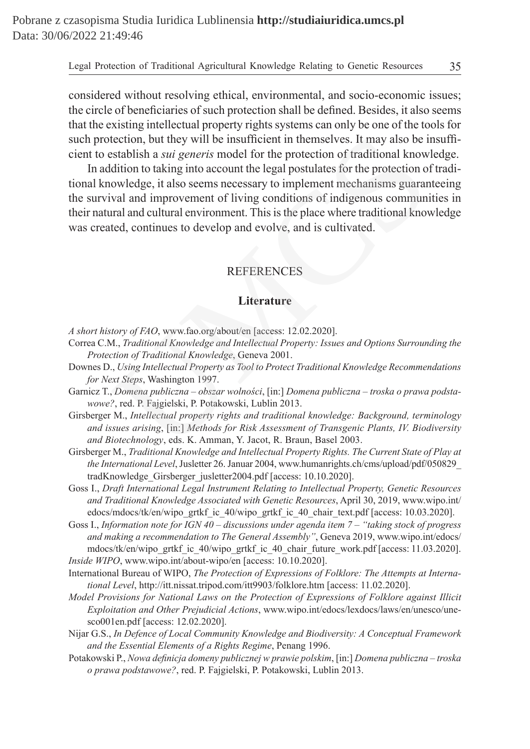considered without resolving ethical, environmental, and socio-economic issues; the circle of beneficiaries of such protection shall be defined. Besides, it also seems that the existing intellectual property rights systems can only be one of the tools for such protection, but they will be insufficient in themselves. It may also be insufficient to establish a *sui generis* model for the protection of traditional knowledge.

In addition to taking into account the legal postulates for the protection of traditional knowledge, it also seems necessary to implement mechanisms guaranteeing the survival and improvement of living conditions of indigenous communities in their natural and cultural environment. This is the place where traditional knowledge was created, continues to develop and evolve, and is cultivated.

## REFERENCES

### Literature

*A short history of FAO*, www.fao.org/about/en [access: 12.02.2020].

Correa C.M., *Traditional Knowledge and Intellectual Property: Issues and Options Surrounding the Protection of Traditional Knowledge*, Geneva 2001.

Downes D., *Using Intellectual Property as Tool to Protect Traditional Knowledge Recommendations for Next Steps*, Washington 1997.

Garnicz T., *Domena publiczna – obszar wolności*, [in:] *Domena publiczna – troska o prawa podstawowe?*, red. P. Fajgielski, P. Potakowski, Lublin 2013.

Girsberger M., *Intellectual property rights and traditional knowledge: Background, terminology and issues arising*, [in:] *Methods for Risk Assessment of Transgenic Plants, IV. Biodiversity and Biotechnology*, eds. K. Amman, Y. Jacot, R. Braun, Basel 2003.

Girsberger M., *Traditional Knowledge and Intellectual Property Rights. The Current State of Play at the International Level*, Jusletter 26. Januar 2004, www.humanrights.ch/cms/upload/pdf/050829_tradKnowledge_Girsberger_jusletter2004.pdf [access: 10.10.2020].

Goss I., *Draft International Legal Instrument Relating to Intellectual Property, Genetic Resources and Traditional Knowledge Associated with Genetic Resources*, April 30, 2019, www.wipo.int/edocs/mdocs/tk/en/wipo_grtkf_ic_40/wipo_grtkf_ic_40_chair_text.pdf [access: 10.03.2020].

Goss I., *Information note for IGN 40 – discussions under agenda item 7 – "taking stock of progress and making a recommendation to The General Assembly"*, Geneva 2019, www.wipo.int/edocs/mdocs/tk/en/wipo_grtkf_ic_40/wipo_grtkf_ic_40_chair_future_work.pdf [access: 11.03.2020].

*Inside WIPO*, www.wipo.int/about-wipo/en [access: 10.10.2020].

International Bureau of WIPO, *The Protection of Expressions of Folklore: The Attempts at International Level*, http://itt.nissat.tripod.com/itt9903/folklore.htm [access: 11.02.2020].

*Model Provisions for National Laws on the Protection of Expressions of Folklore against Illicit Exploitation and Other Prejudicial Actions*, www.wipo.int/edocs/lexdocs/laws/en/unesco/unesco001en.pdf [access: 12.02.2020].

Nijar G.S., *In Defence of Local Community Knowledge and Biodiversity: A Conceptual Framework and the Essential Elements of a Rights Regime*, Penang 1996.

Potakowski P., *Nowa definicja domeny publicznej w prawie polskim*, [in:] *Domena publiczna – troska o prawa podstawowe?*, red. P. Fajgielski, P. Potakowski, Lublin 2013.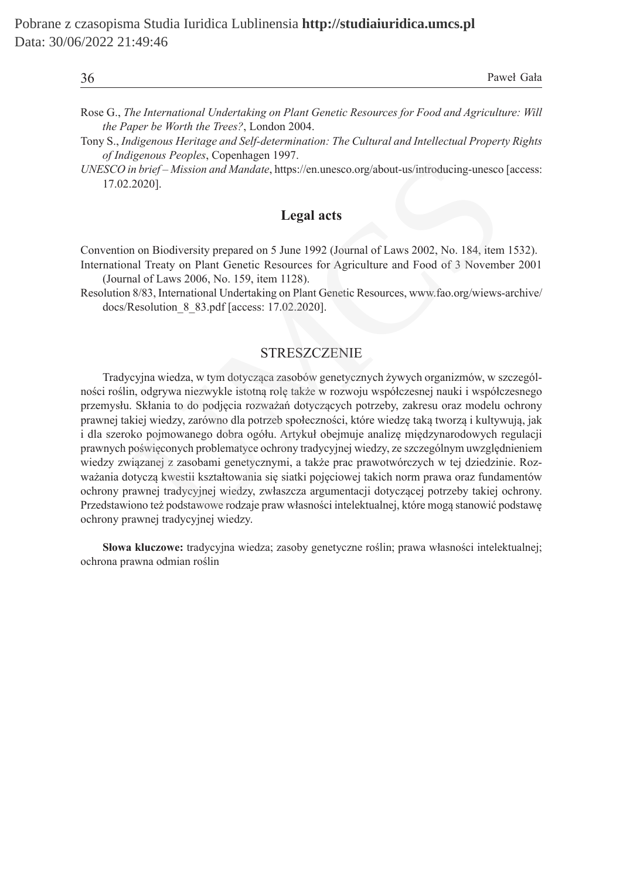Rose G., *The International Undertaking on Plant Genetic Resources for Food and Agriculture: Will the Paper be Worth the Trees?*, London 2004.

Tony S., *Indigenous Heritage and Self-determination: The Cultural and Intellectual Property Rights of Indigenous Peoples*, Copenhagen 1997.

*UNESCO in brief – Mission and Mandate*, https://en.unesco.org/about-us/introducing-unesco [access: 17.02.2020].

## Legal acts

Convention on Biodiversity prepared on 5 June 1992 (Journal of Laws 2002, No. 184, item 1532).

International Treaty on Plant Genetic Resources for Agriculture and Food of 3 November 2001 (Journal of Laws 2006, No. 159, item 1128).

Resolution 8/83, International Undertaking on Plant Genetic Resources, www.fao.org/wiews-archive/docs/Resolution_8_83.pdf [access: 17.02.2020].

## STRESZCZENIE

Tradycyjna wiedza, w tym dotycząca zasobów genetycznych żywych organizmów, w szczególności roślin, odgrywa niezwykle istotną rolę także w rozwoju współczesnej nauki i współczesnego przemysłu. Skłania to do podjęcia rozważań dotyczących potrzeby, zakresu oraz modelu ochrony prawnej takiej wiedzy, zarówno dla potrzeb społeczności, które wiedzę taką tworzą i kultywują, jak i dla szeroko pojmowanego dobra ogółu. Artykuł obejmuje analizę międzynarodowych regulacji prawnych poświęconych problematyce ochrony tradycyjnej wiedzy, ze szczególnym uwzględnieniem wiedzy związanej z zasobami genetycznymi, a także prac prawotwórczych w tej dziedzinie. Rozważania dotyczą kwestii kształtowania się siatki pojęciowej takich norm prawa oraz fundamentów ochrony prawnej tradycyjnej wiedzy, zwłaszcza argumentacji dotyczącej potrzeby takiej ochrony. Przedstawiono też podstawowe rodzaje praw własności intelektualnej, które mogą stanowić podstawę ochrony prawnej tradycyjnej wiedzy.

**Słowa kluczowe:** tradycyjna wiedza; zasoby genetyczne roślin; prawa własności intelektualnej; ochrona prawna odmian roślin